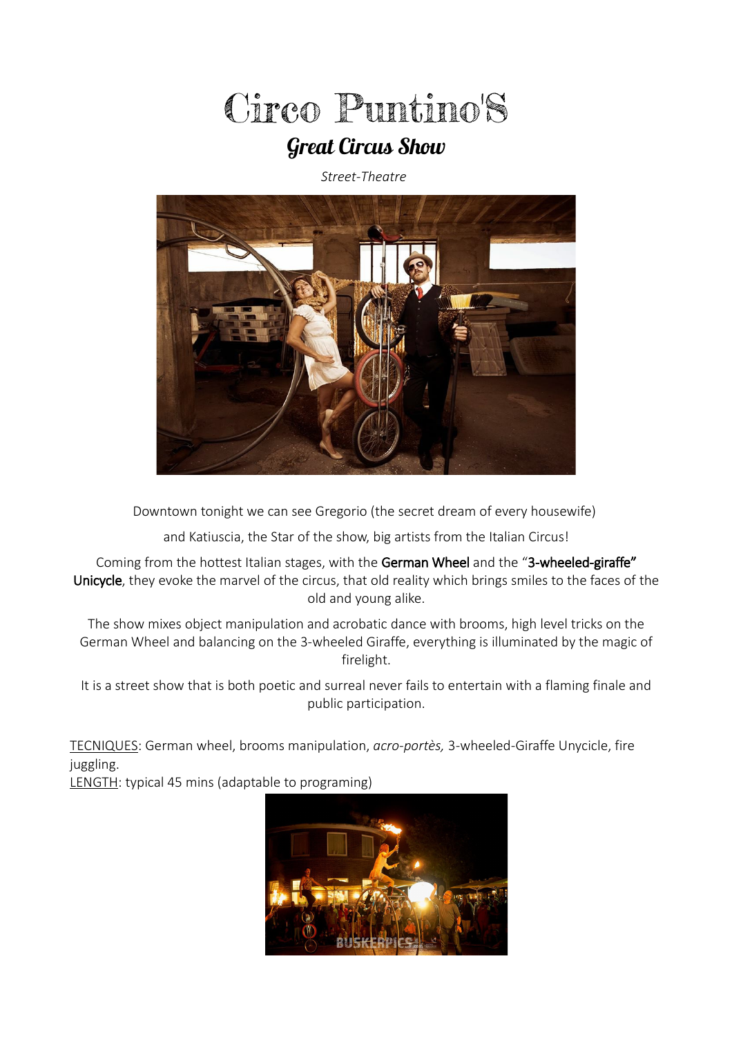# Circo Puntino'S

## Great Circus Show

*Street-Theatre*

Downtown tonight we can see Gregorio (the secret dream of every housewife)

and Katiuscia, the Star of the show, big artists from the Italian Circus!

Coming from the hottest Italian stages, with the German Wheel and the "3-wheeled-giraffe" Unicycle, they evoke the marvel of the circus, that old reality which brings smiles to the faces of the old and young alike.

The show mixes object manipulation and acrobatic dance with brooms, high level tricks on the German Wheel and balancing on the 3-wheeled Giraffe, everything is illuminated by the magic of firelight.

It is a street show that is both poetic and surreal never fails to entertain with a flaming finale and public participation.

TECNIQUES: German wheel, brooms manipulation, *acro-portès,* 3-wheeled-Giraffe Unycicle, fire juggling.
LENGTH: typical 45 mins (adaptable to programing)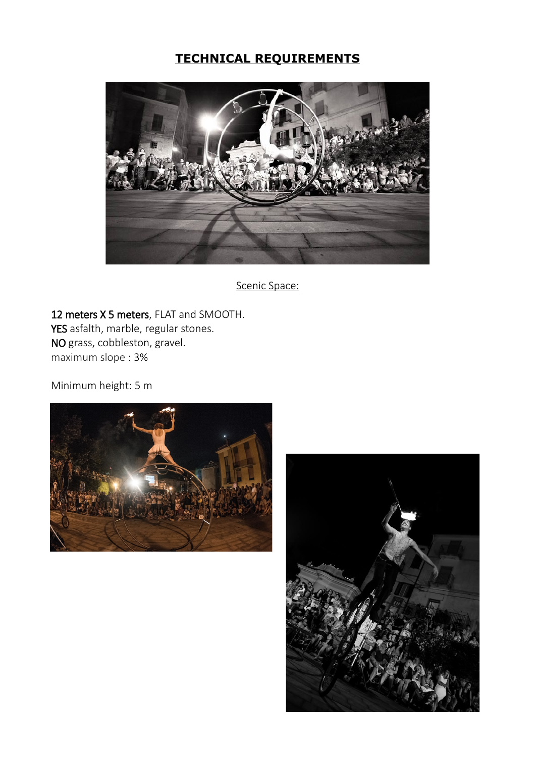# TECHNICAL REQUIREMENTS

Scenic Space:

**12 meters X 5 meters**, FLAT and SMOOTH.
**YES** asfalth, marble, regular stones.
**NO** grass, cobbleston, gravel.
maximum slope : 3%

Minimum height: 5 m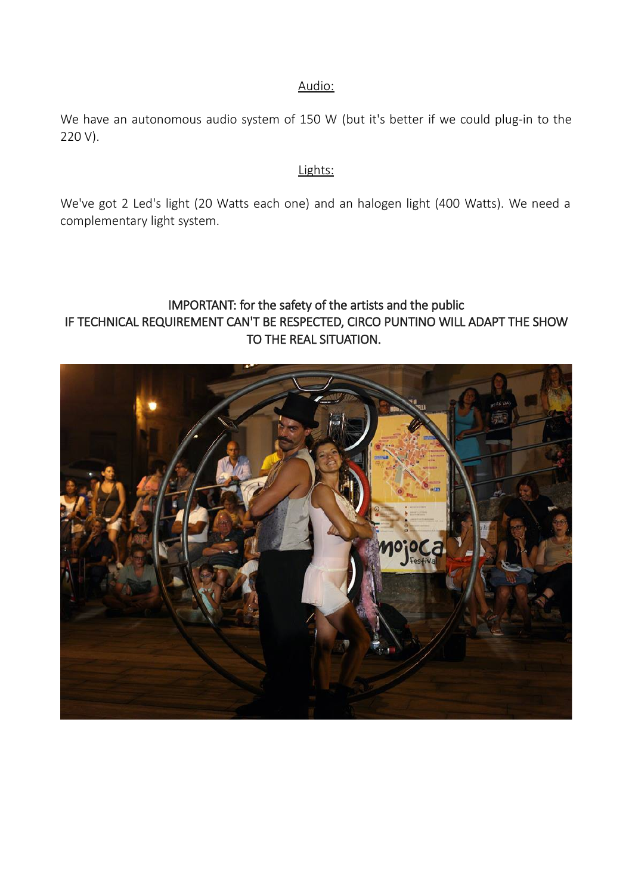## Audio:

We have an autonomous audio system of 150 W (but it's better if we could plug-in to the 220 V).

## Lights:

We've got 2 Led's light (20 Watts each one) and an halogen light (400 Watts). We need a complementary light system.

IMPORTANT: for the safety of the artists and the public
IF TECHNICAL REQUIREMENT CAN'T BE RESPECTED, CIRCO PUNTINO WILL ADAPT THE SHOW TO THE REAL SITUATION.